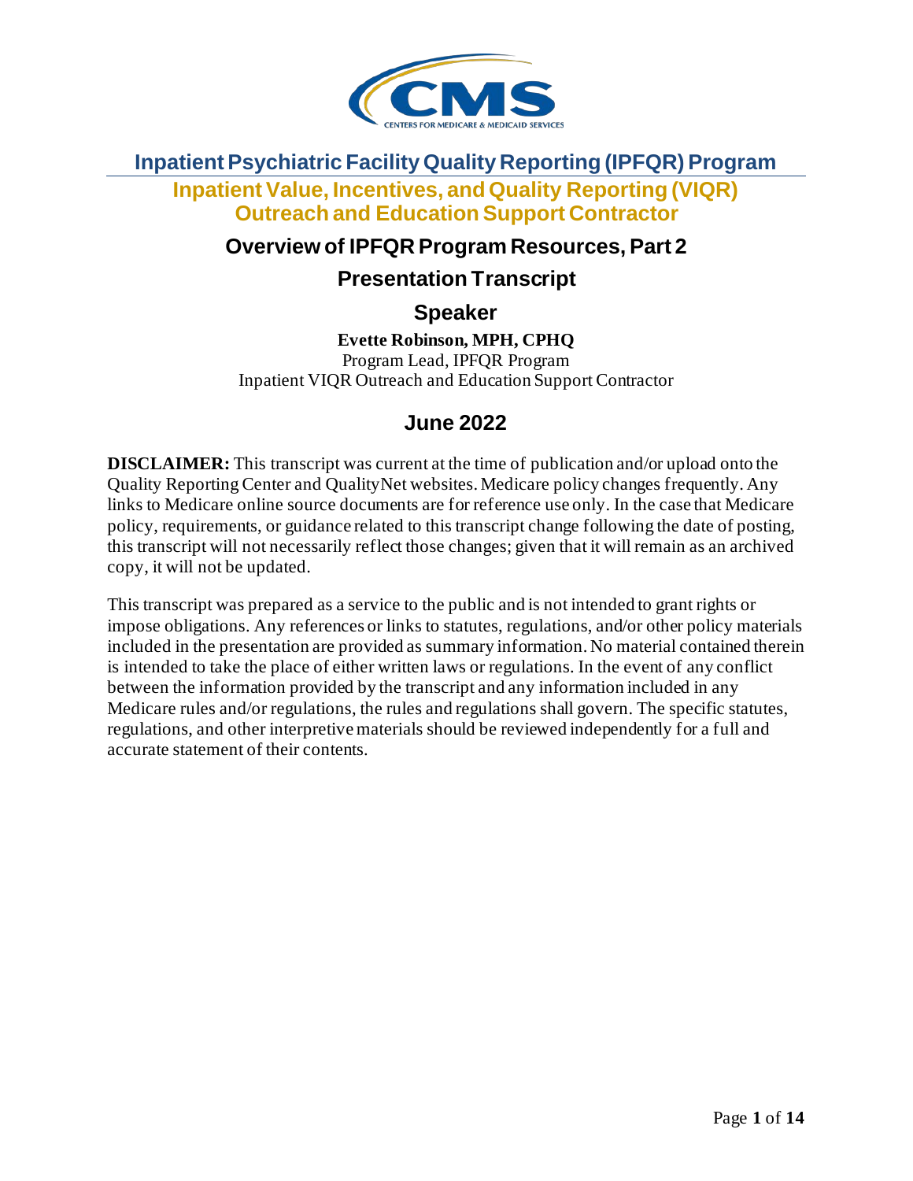# Inpatient Psychiatric Facility Quality Reporting (IPFQR) Program

## Inpatient Value, Incentives, and Quality Reporting (VIQR) Outreach and Education Support Contractor

## Overview of IPFQR Program Resources, Part 2

## Presentation Transcript

## Speaker

**Evette Robinson, MPH, CPHQ**
Program Lead, IPFQR Program
Inpatient VIQR Outreach and Education Support Contractor

## June 2022

**DISCLAIMER:** This transcript was current at the time of publication and/or upload onto the Quality Reporting Center and QualityNet websites. Medicare policy changes frequently. Any links to Medicare online source documents are for reference use only. In the case that Medicare policy, requirements, or guidance related to this transcript change following the date of posting, this transcript will not necessarily reflect those changes; given that it will remain as an archived copy, it will not be updated.

This transcript was prepared as a service to the public and is not intended to grant rights or impose obligations. Any references or links to statutes, regulations, and/or other policy materials included in the presentation are provided as summary information. No material contained therein is intended to take the place of either written laws or regulations. In the event of any conflict between the information provided by the transcript and any information included in any Medicare rules and/or regulations, the rules and regulations shall govern. The specific statutes, regulations, and other interpretive materials should be reviewed independently for a full and accurate statement of their contents.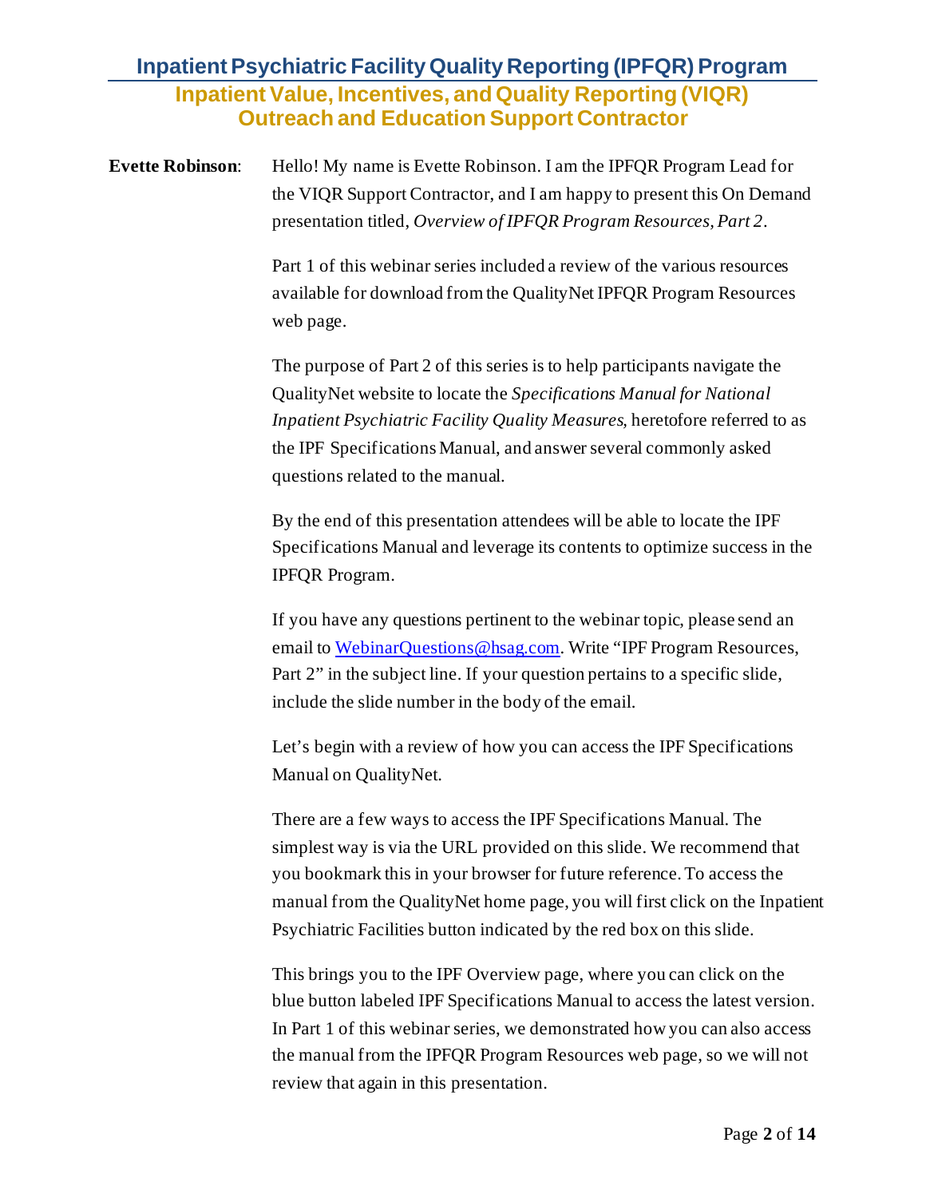**Evette Robinson**: Hello! My name is Evette Robinson. I am the IPFQR Program Lead for the VIQR Support Contractor, and I am happy to present this On Demand presentation titled, *Overview of IPFQR Program Resources, Part 2*.

Part 1 of this webinar series included a review of the various resources available for download from the QualityNet IPFQR Program Resources web page.

The purpose of Part 2 of this series is to help participants navigate the QualityNet website to locate the *Specifications Manual for National Inpatient Psychiatric Facility Quality Measures*, heretofore referred to as the IPF Specifications Manual, and answer several commonly asked questions related to the manual.

By the end of this presentation attendees will be able to locate the IPF Specifications Manual and leverage its contents to optimize success in the IPFQR Program.

If you have any questions pertinent to the webinar topic, please send an email to WebinarQuestions@hsag.com. Write "IPF Program Resources, Part 2" in the subject line. If your question pertains to a specific slide, include the slide number in the body of the email.

Let's begin with a review of how you can access the IPF Specifications Manual on QualityNet.

There are a few ways to access the IPF Specifications Manual. The simplest way is via the URL provided on this slide. We recommend that you bookmark this in your browser for future reference. To access the manual from the QualityNet home page, you will first click on the Inpatient Psychiatric Facilities button indicated by the red box on this slide.

This brings you to the IPF Overview page, where you can click on the blue button labeled IPF Specifications Manual to access the latest version. In Part 1 of this webinar series, we demonstrated how you can also access the manual from the IPFQR Program Resources web page, so we will not review that again in this presentation.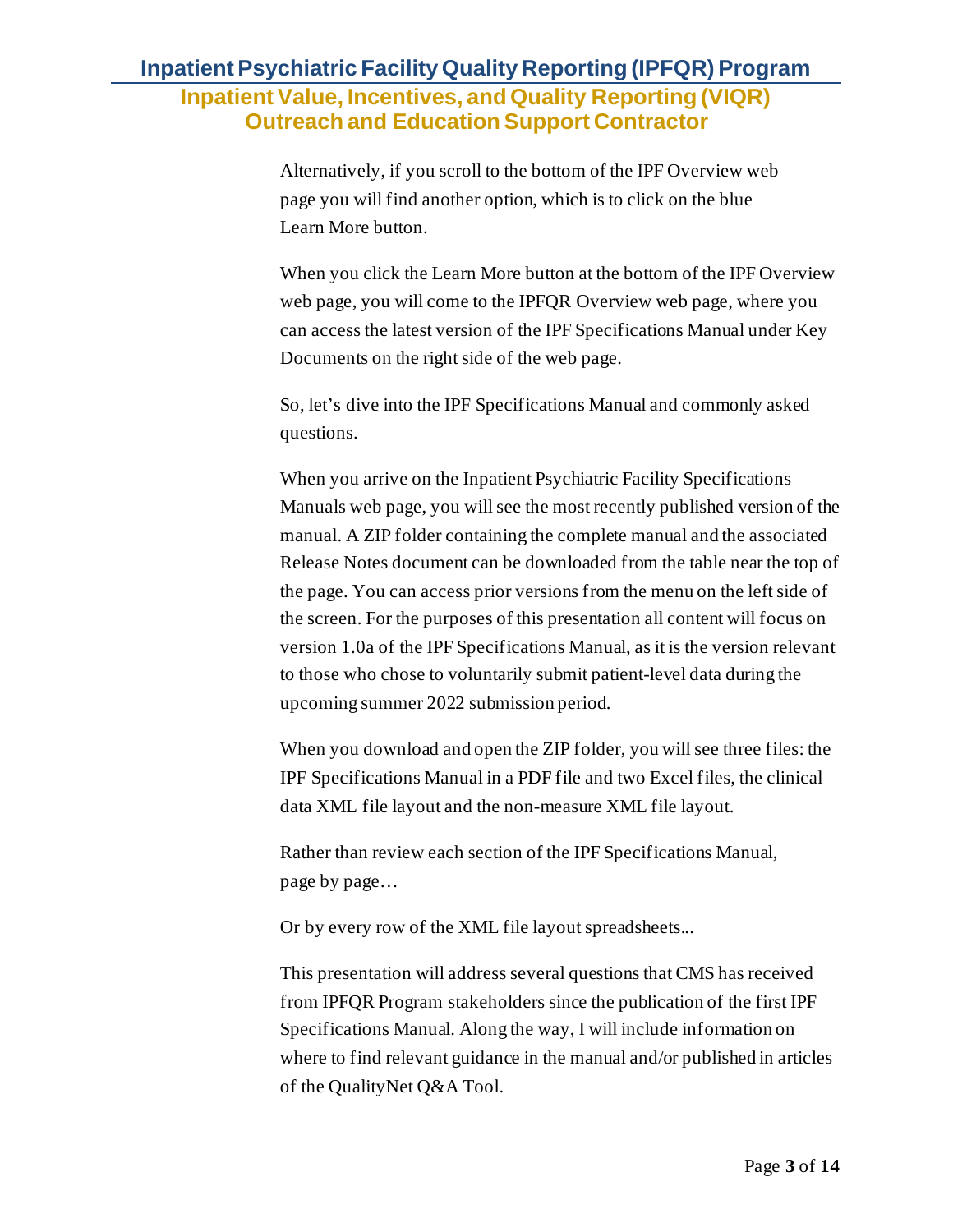Alternatively, if you scroll to the bottom of the IPF Overview web page you will find another option, which is to click on the blue Learn More button.

When you click the Learn More button at the bottom of the IPF Overview web page, you will come to the IPFQR Overview web page, where you can access the latest version of the IPF Specifications Manual under Key Documents on the right side of the web page.

So, let's dive into the IPF Specifications Manual and commonly asked questions.

When you arrive on the Inpatient Psychiatric Facility Specifications Manuals web page, you will see the most recently published version of the manual. A ZIP folder containing the complete manual and the associated Release Notes document can be downloaded from the table near the top of the page. You can access prior versions from the menu on the left side of the screen. For the purposes of this presentation all content will focus on version 1.0a of the IPF Specifications Manual, as it is the version relevant to those who chose to voluntarily submit patient-level data during the upcoming summer 2022 submission period.

When you download and open the ZIP folder, you will see three files: the IPF Specifications Manual in a PDF file and two Excel files, the clinical data XML file layout and the non-measure XML file layout.

Rather than review each section of the IPF Specifications Manual, page by page…

Or by every row of the XML file layout spreadsheets...

This presentation will address several questions that CMS has received from IPFQR Program stakeholders since the publication of the first IPF Specifications Manual. Along the way, I will include information on where to find relevant guidance in the manual and/or published in articles of the QualityNet Q&A Tool.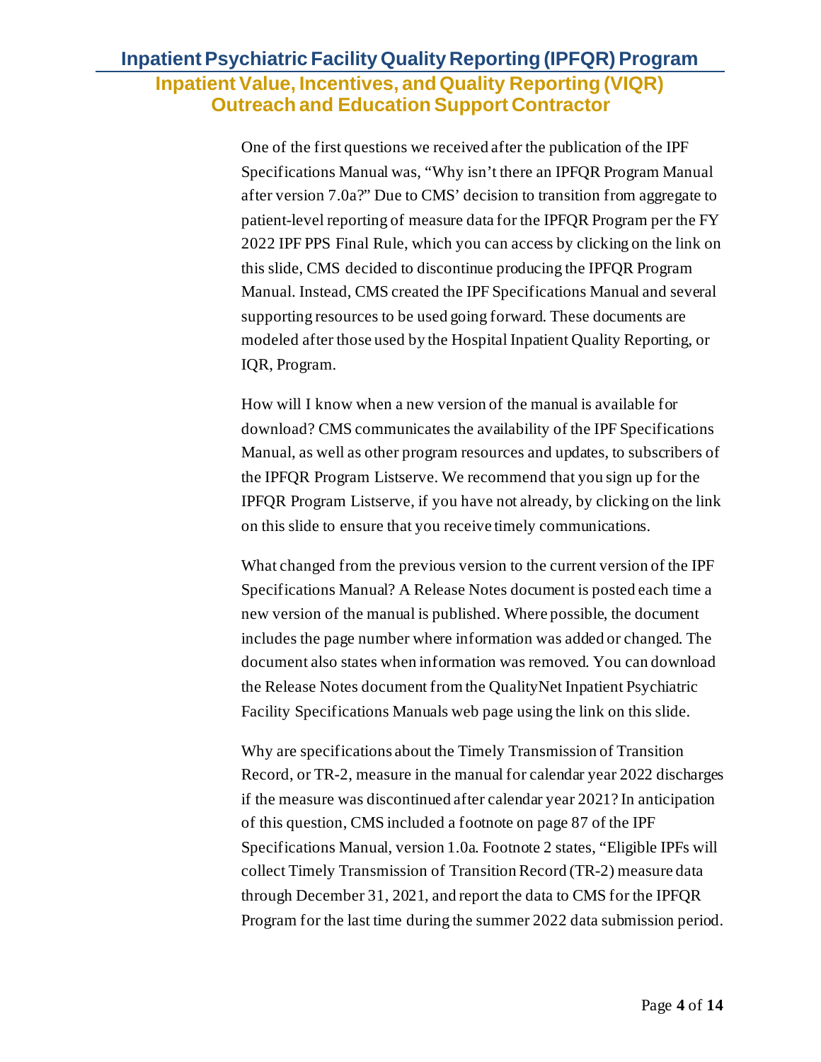One of the first questions we received after the publication of the IPF Specifications Manual was, "Why isn't there an IPFQR Program Manual after version 7.0a?" Due to CMS' decision to transition from aggregate to patient-level reporting of measure data for the IPFQR Program per the FY 2022 IPF PPS Final Rule, which you can access by clicking on the link on this slide, CMS decided to discontinue producing the IPFQR Program Manual. Instead, CMS created the IPF Specifications Manual and several supporting resources to be used going forward. These documents are modeled after those used by the Hospital Inpatient Quality Reporting, or IQR, Program.

How will I know when a new version of the manual is available for download? CMS communicates the availability of the IPF Specifications Manual, as well as other program resources and updates, to subscribers of the IPFQR Program Listserve. We recommend that you sign up for the IPFQR Program Listserve, if you have not already, by clicking on the link on this slide to ensure that you receive timely communications.

What changed from the previous version to the current version of the IPF Specifications Manual? A Release Notes document is posted each time a new version of the manual is published. Where possible, the document includes the page number where information was added or changed. The document also states when information was removed. You can download the Release Notes document from the QualityNet Inpatient Psychiatric Facility Specifications Manuals web page using the link on this slide.

Why are specifications about the Timely Transmission of Transition Record, or TR-2, measure in the manual for calendar year 2022 discharges if the measure was discontinued after calendar year 2021? In anticipation of this question, CMS included a footnote on page 87 of the IPF Specifications Manual, version 1.0a. Footnote 2 states, "Eligible IPFs will collect Timely Transmission of Transition Record (TR-2) measure data through December 31, 2021, and report the data to CMS for the IPFQR Program for the last time during the summer 2022 data submission period.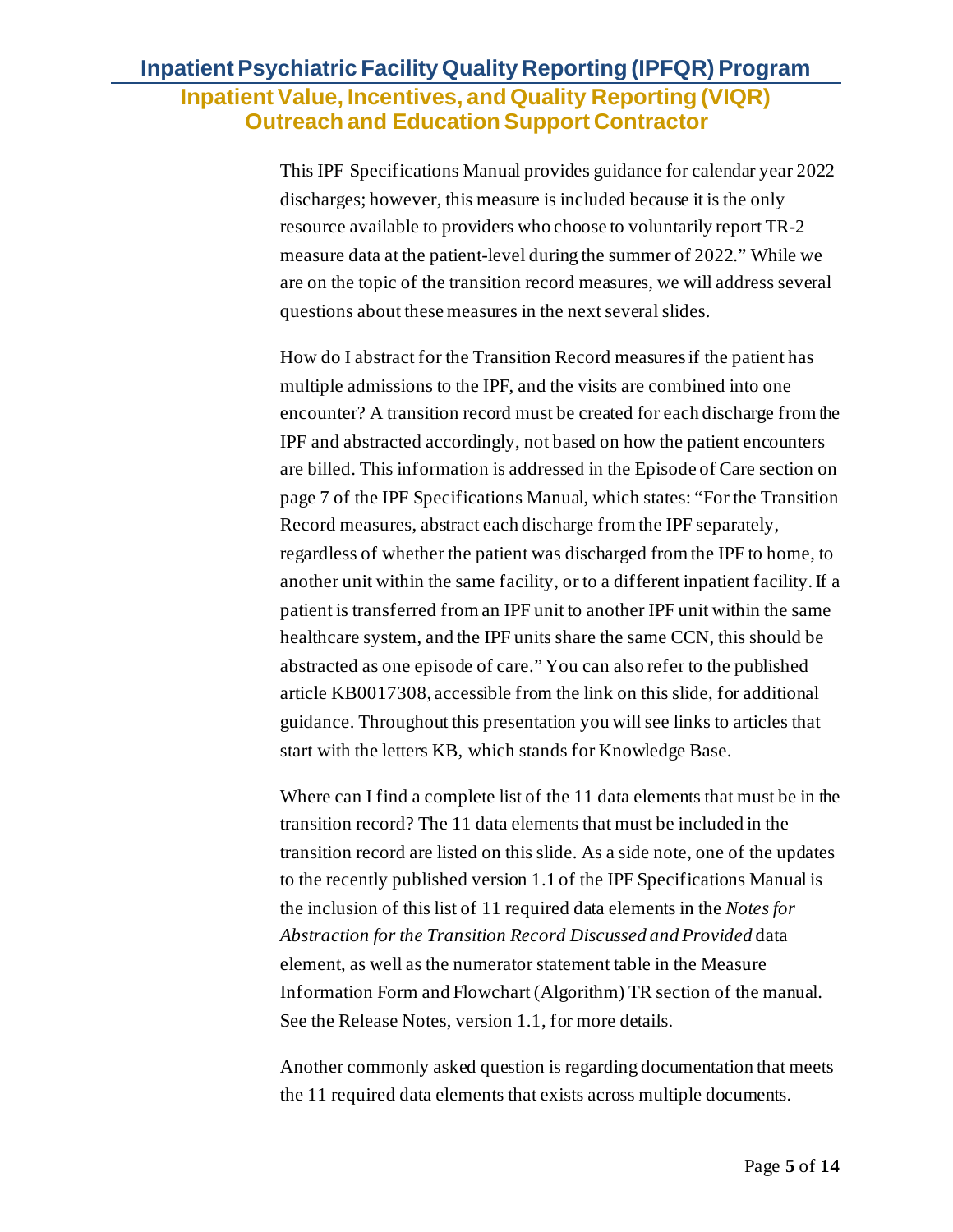This IPF Specifications Manual provides guidance for calendar year 2022 discharges; however, this measure is included because it is the only resource available to providers who choose to voluntarily report TR-2 measure data at the patient-level during the summer of 2022." While we are on the topic of the transition record measures, we will address several questions about these measures in the next several slides.

How do I abstract for the Transition Record measures if the patient has multiple admissions to the IPF, and the visits are combined into one encounter? A transition record must be created for each discharge from the IPF and abstracted accordingly, not based on how the patient encounters are billed. This information is addressed in the Episode of Care section on page 7 of the IPF Specifications Manual, which states: "For the Transition Record measures, abstract each discharge from the IPF separately, regardless of whether the patient was discharged from the IPF to home, to another unit within the same facility, or to a different inpatient facility. If a patient is transferred from an IPF unit to another IPF unit within the same healthcare system, and the IPF units share the same CCN, this should be abstracted as one episode of care." You can also refer to the published article KB0017308, accessible from the link on this slide, for additional guidance. Throughout this presentation you will see links to articles that start with the letters KB, which stands for Knowledge Base.

Where can I find a complete list of the 11 data elements that must be in the transition record? The 11 data elements that must be included in the transition record are listed on this slide. As a side note, one of the updates to the recently published version 1.1 of the IPF Specifications Manual is the inclusion of this list of 11 required data elements in the *Notes for Abstraction for the Transition Record Discussed and Provided* data element, as well as the numerator statement table in the Measure Information Form and Flowchart (Algorithm) TR section of the manual. See the Release Notes, version 1.1, for more details.

Another commonly asked question is regarding documentation that meets the 11 required data elements that exists across multiple documents.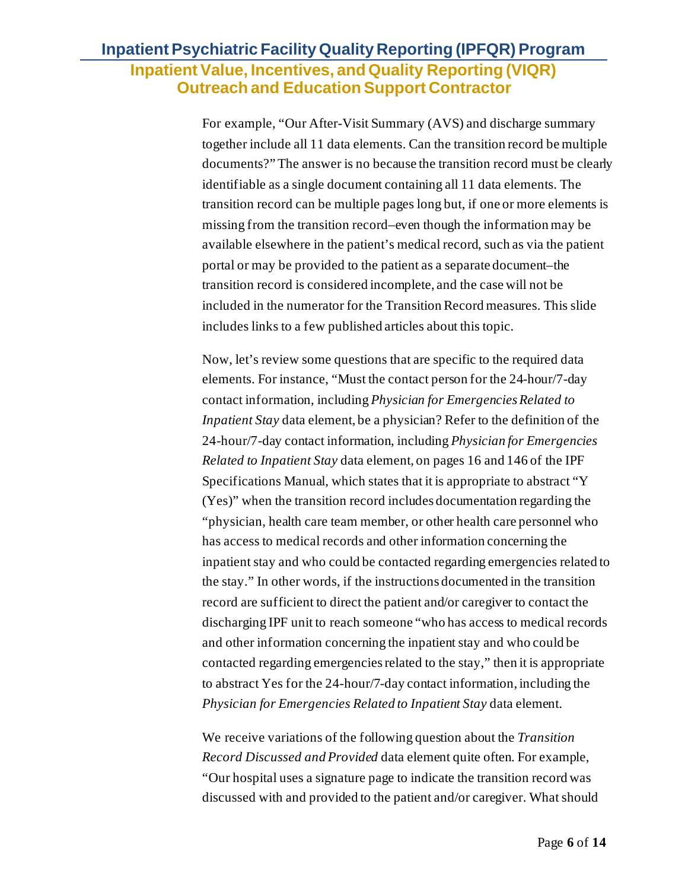For example, "Our After-Visit Summary (AVS) and discharge summary together include all 11 data elements. Can the transition record be multiple documents?" The answer is no because the transition record must be clearly identifiable as a single document containing all 11 data elements. The transition record can be multiple pages long but, if one or more elements is missing from the transition record–even though the information may be available elsewhere in the patient's medical record, such as via the patient portal or may be provided to the patient as a separate document–the transition record is considered incomplete, and the case will not be included in the numerator for the Transition Record measures. This slide includes links to a few published articles about this topic.

Now, let's review some questions that are specific to the required data elements. For instance, "Must the contact person for the 24-hour/7-day contact information, including *Physician for Emergencies Related to Inpatient Stay* data element, be a physician? Refer to the definition of the 24-hour/7-day contact information, including *Physician for Emergencies Related to Inpatient Stay* data element, on pages 16 and 146 of the IPF Specifications Manual, which states that it is appropriate to abstract "Y (Yes)" when the transition record includes documentation regarding the "physician, health care team member, or other health care personnel who has access to medical records and other information concerning the inpatient stay and who could be contacted regarding emergencies related to the stay." In other words, if the instructions documented in the transition record are sufficient to direct the patient and/or caregiver to contact the discharging IPF unit to reach someone "who has access to medical records and other information concerning the inpatient stay and who could be contacted regarding emergencies related to the stay," then it is appropriate to abstract Yes for the 24-hour/7-day contact information, including the *Physician for Emergencies Related to Inpatient Stay* data element.

We receive variations of the following question about the *Transition Record Discussed and Provided* data element quite often. For example, "Our hospital uses a signature page to indicate the transition record was discussed with and provided to the patient and/or caregiver. What should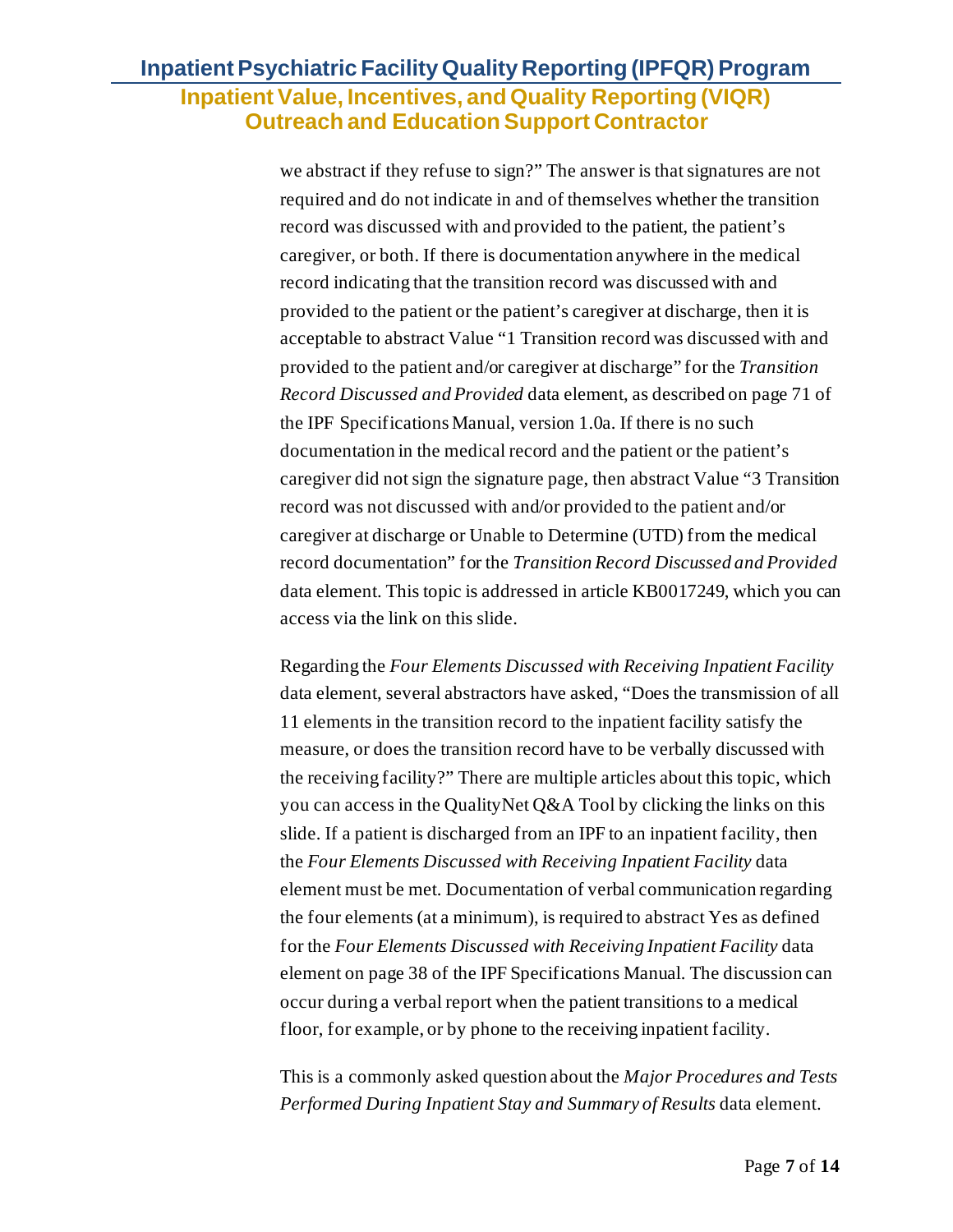we abstract if they refuse to sign?" The answer is that signatures are not required and do not indicate in and of themselves whether the transition record was discussed with and provided to the patient, the patient's caregiver, or both. If there is documentation anywhere in the medical record indicating that the transition record was discussed with and provided to the patient or the patient's caregiver at discharge, then it is acceptable to abstract Value "1 Transition record was discussed with and provided to the patient and/or caregiver at discharge" for the *Transition Record Discussed and Provided* data element, as described on page 71 of the IPF Specifications Manual, version 1.0a. If there is no such documentation in the medical record and the patient or the patient's caregiver did not sign the signature page, then abstract Value "3 Transition record was not discussed with and/or provided to the patient and/or caregiver at discharge or Unable to Determine (UTD) from the medical record documentation" for the *Transition Record Discussed and Provided* data element. This topic is addressed in article KB0017249, which you can access via the link on this slide.

Regarding the *Four Elements Discussed with Receiving Inpatient Facility* data element, several abstractors have asked, "Does the transmission of all 11 elements in the transition record to the inpatient facility satisfy the measure, or does the transition record have to be verbally discussed with the receiving facility?" There are multiple articles about this topic, which you can access in the QualityNet Q&A Tool by clicking the links on this slide. If a patient is discharged from an IPF to an inpatient facility, then the *Four Elements Discussed with Receiving Inpatient Facility* data element must be met. Documentation of verbal communication regarding the four elements (at a minimum), is required to abstract Yes as defined for the *Four Elements Discussed with Receiving Inpatient Facility* data element on page 38 of the IPF Specifications Manual. The discussion can occur during a verbal report when the patient transitions to a medical floor, for example, or by phone to the receiving inpatient facility.

This is a commonly asked question about the *Major Procedures and Tests Performed During Inpatient Stay and Summary of Results* data element.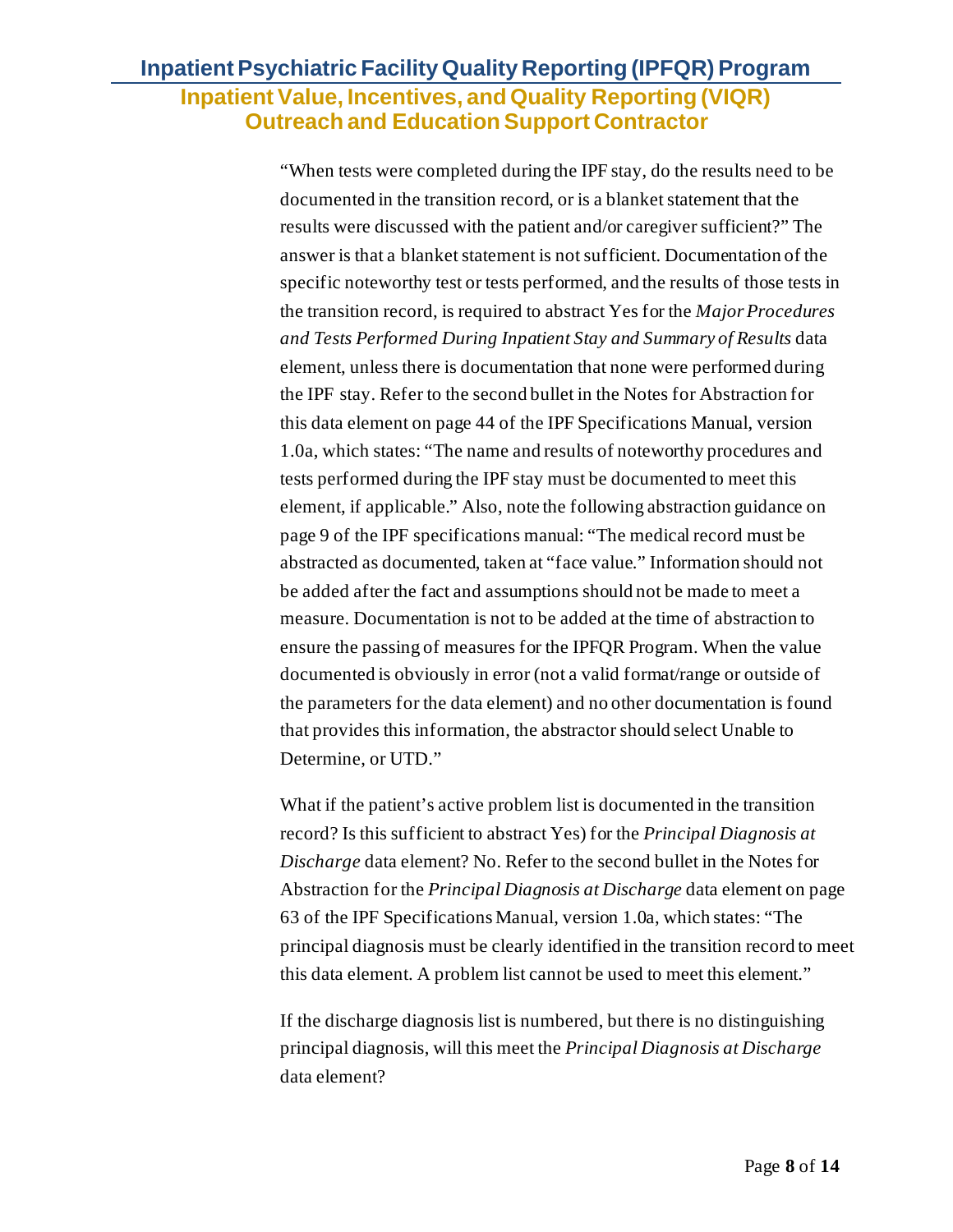"When tests were completed during the IPF stay, do the results need to be documented in the transition record, or is a blanket statement that the results were discussed with the patient and/or caregiver sufficient?" The answer is that a blanket statement is not sufficient. Documentation of the specific noteworthy test or tests performed, and the results of those tests in the transition record, is required to abstract Yes for the *Major Procedures and Tests Performed During Inpatient Stay and Summary of Results* data element, unless there is documentation that none were performed during the IPF stay. Refer to the second bullet in the Notes for Abstraction for this data element on page 44 of the IPF Specifications Manual, version 1.0a, which states: "The name and results of noteworthy procedures and tests performed during the IPF stay must be documented to meet this element, if applicable." Also, note the following abstraction guidance on page 9 of the IPF specifications manual: "The medical record must be abstracted as documented, taken at "face value." Information should not be added after the fact and assumptions should not be made to meet a measure. Documentation is not to be added at the time of abstraction to ensure the passing of measures for the IPFQR Program. When the value documented is obviously in error (not a valid format/range or outside of the parameters for the data element) and no other documentation is found that provides this information, the abstractor should select Unable to Determine, or UTD."

What if the patient's active problem list is documented in the transition record? Is this sufficient to abstract Yes) for the *Principal Diagnosis at Discharge* data element? No. Refer to the second bullet in the Notes for Abstraction for the *Principal Diagnosis at Discharge* data element on page 63 of the IPF Specifications Manual, version 1.0a, which states: "The principal diagnosis must be clearly identified in the transition record to meet this data element. A problem list cannot be used to meet this element."

If the discharge diagnosis list is numbered, but there is no distinguishing principal diagnosis, will this meet the *Principal Diagnosis at Discharge* data element?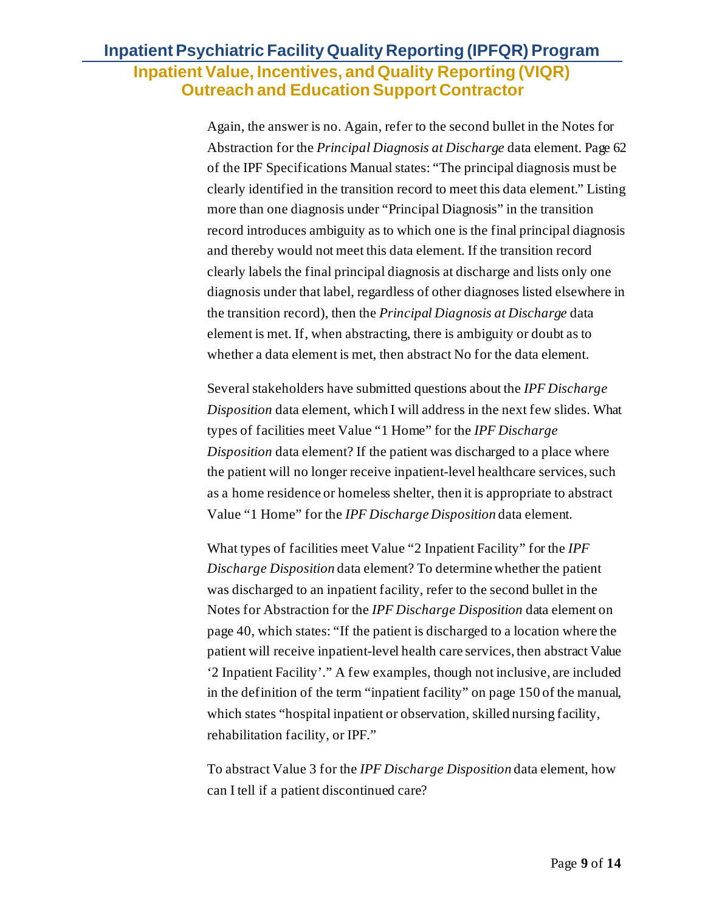Again, the answer is no. Again, refer to the second bullet in the Notes for Abstraction for the *Principal Diagnosis at Discharge* data element. Page 62 of the IPF Specifications Manual states: "The principal diagnosis must be clearly identified in the transition record to meet this data element." Listing more than one diagnosis under "Principal Diagnosis" in the transition record introduces ambiguity as to which one is the final principal diagnosis and thereby would not meet this data element. If the transition record clearly labels the final principal diagnosis at discharge and lists only one diagnosis under that label, regardless of other diagnoses listed elsewhere in the transition record), then the *Principal Diagnosis at Discharge* data element is met. If, when abstracting, there is ambiguity or doubt as to whether a data element is met, then abstract No for the data element.

Several stakeholders have submitted questions about the *IPF Discharge Disposition* data element, which I will address in the next few slides. What types of facilities meet Value "1 Home" for the *IPF Discharge Disposition* data element? If the patient was discharged to a place where the patient will no longer receive inpatient-level healthcare services, such as a home residence or homeless shelter, then it is appropriate to abstract Value "1 Home" for the *IPF Discharge Disposition* data element.

What types of facilities meet Value "2 Inpatient Facility" for the *IPF Discharge Disposition* data element? To determine whether the patient was discharged to an inpatient facility, refer to the second bullet in the Notes for Abstraction for the *IPF Discharge Disposition* data element on page 40, which states: "If the patient is discharged to a location where the patient will receive inpatient-level health care services, then abstract Value '2 Inpatient Facility'." A few examples, though not inclusive, are included in the definition of the term "inpatient facility" on page 150 of the manual, which states "hospital inpatient or observation, skilled nursing facility, rehabilitation facility, or IPF."

To abstract Value 3 for the *IPF Discharge Disposition* data element, how can I tell if a patient discontinued care?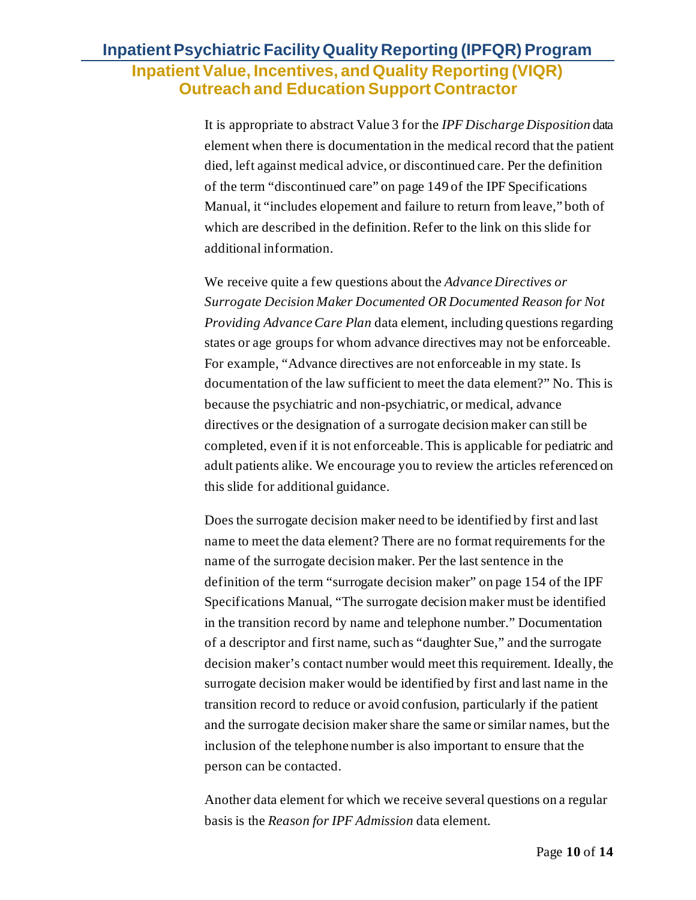It is appropriate to abstract Value 3 for the *IPF Discharge Disposition* data element when there is documentation in the medical record that the patient died, left against medical advice, or discontinued care. Per the definition of the term "discontinued care" on page 149 of the IPF Specifications Manual, it "includes elopement and failure to return from leave," both of which are described in the definition. Refer to the link on this slide for additional information.

We receive quite a few questions about the *Advance Directives or Surrogate Decision Maker Documented OR Documented Reason for Not Providing Advance Care Plan* data element, including questions regarding states or age groups for whom advance directives may not be enforceable. For example, "Advance directives are not enforceable in my state. Is documentation of the law sufficient to meet the data element?" No. This is because the psychiatric and non-psychiatric, or medical, advance directives or the designation of a surrogate decision maker can still be completed, even if it is not enforceable. This is applicable for pediatric and adult patients alike. We encourage you to review the articles referenced on this slide for additional guidance.

Does the surrogate decision maker need to be identified by first and last name to meet the data element? There are no format requirements for the name of the surrogate decision maker. Per the last sentence in the definition of the term "surrogate decision maker" on page 154 of the IPF Specifications Manual, "The surrogate decision maker must be identified in the transition record by name and telephone number." Documentation of a descriptor and first name, such as "daughter Sue," and the surrogate decision maker's contact number would meet this requirement. Ideally, the surrogate decision maker would be identified by first and last name in the transition record to reduce or avoid confusion, particularly if the patient and the surrogate decision maker share the same or similar names, but the inclusion of the telephone number is also important to ensure that the person can be contacted.

Another data element for which we receive several questions on a regular basis is the *Reason for IPF Admission* data element.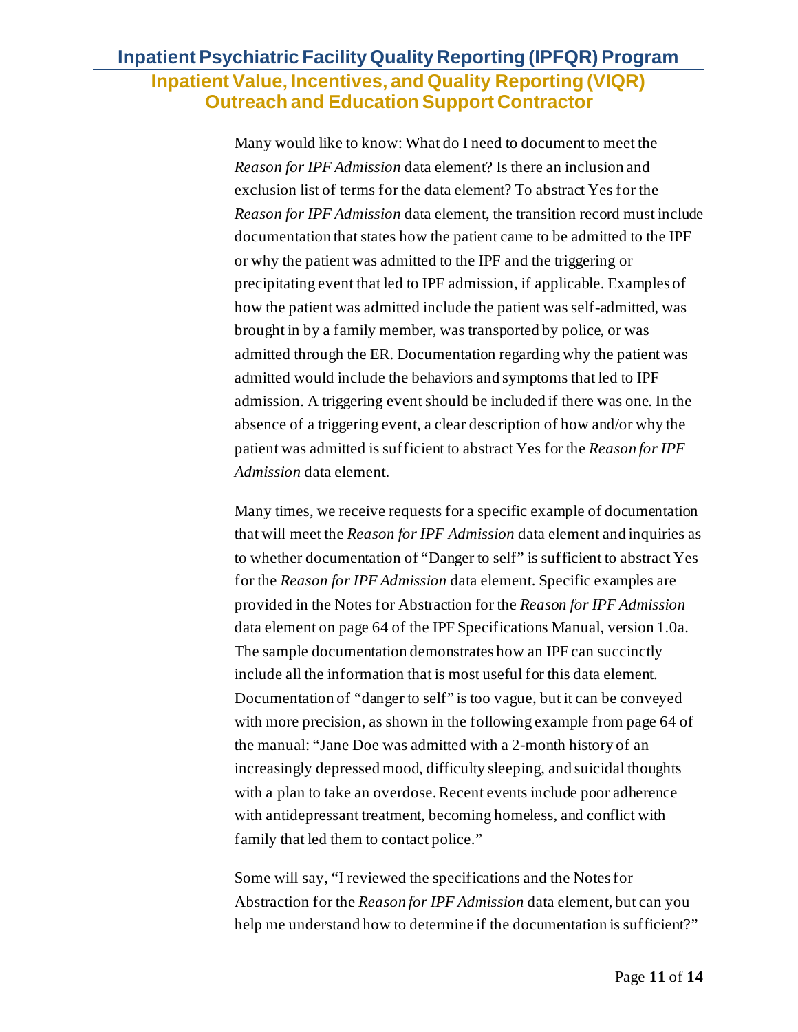Many would like to know: What do I need to document to meet the *Reason for IPF Admission* data element? Is there an inclusion and exclusion list of terms for the data element? To abstract Yes for the *Reason for IPF Admission* data element, the transition record must include documentation that states how the patient came to be admitted to the IPF or why the patient was admitted to the IPF and the triggering or precipitating event that led to IPF admission, if applicable. Examples of how the patient was admitted include the patient was self-admitted, was brought in by a family member, was transported by police, or was admitted through the ER. Documentation regarding why the patient was admitted would include the behaviors and symptoms that led to IPF admission. A triggering event should be included if there was one. In the absence of a triggering event, a clear description of how and/or why the patient was admitted is sufficient to abstract Yes for the *Reason for IPF Admission* data element.

Many times, we receive requests for a specific example of documentation that will meet the *Reason for IPF Admission* data element and inquiries as to whether documentation of "Danger to self" is sufficient to abstract Yes for the *Reason for IPF Admission* data element. Specific examples are provided in the Notes for Abstraction for the *Reason for IPF Admission* data element on page 64 of the IPF Specifications Manual, version 1.0a. The sample documentation demonstrates how an IPF can succinctly include all the information that is most useful for this data element. Documentation of "danger to self" is too vague, but it can be conveyed with more precision, as shown in the following example from page 64 of the manual: "Jane Doe was admitted with a 2-month history of an increasingly depressed mood, difficulty sleeping, and suicidal thoughts with a plan to take an overdose. Recent events include poor adherence with antidepressant treatment, becoming homeless, and conflict with family that led them to contact police."

Some will say, "I reviewed the specifications and the Notes for Abstraction for the *Reason for IPF Admission* data element, but can you help me understand how to determine if the documentation is sufficient?"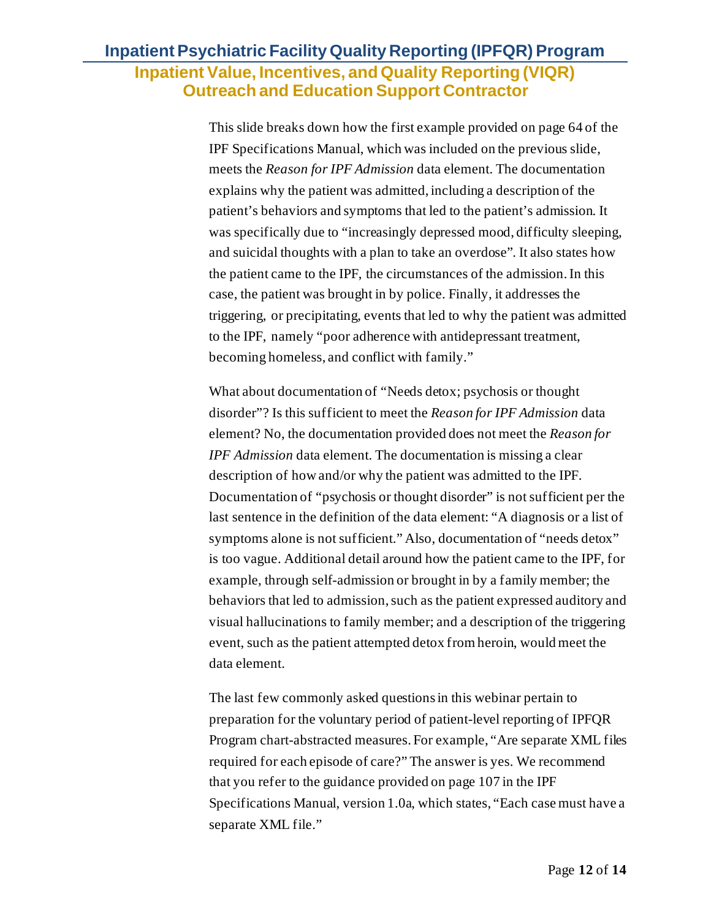This slide breaks down how the first example provided on page 64 of the IPF Specifications Manual, which was included on the previous slide, meets the *Reason for IPF Admission* data element. The documentation explains why the patient was admitted, including a description of the patient's behaviors and symptoms that led to the patient's admission. It was specifically due to "increasingly depressed mood, difficulty sleeping, and suicidal thoughts with a plan to take an overdose". It also states how the patient came to the IPF, the circumstances of the admission. In this case, the patient was brought in by police. Finally, it addresses the triggering, or precipitating, events that led to why the patient was admitted to the IPF, namely "poor adherence with antidepressant treatment, becoming homeless, and conflict with family."

What about documentation of "Needs detox; psychosis or thought disorder"? Is this sufficient to meet the *Reason for IPF Admission* data element? No, the documentation provided does not meet the *Reason for IPF Admission* data element. The documentation is missing a clear description of how and/or why the patient was admitted to the IPF. Documentation of "psychosis or thought disorder" is not sufficient per the last sentence in the definition of the data element: "A diagnosis or a list of symptoms alone is not sufficient." Also, documentation of "needs detox" is too vague. Additional detail around how the patient came to the IPF, for example, through self-admission or brought in by a family member; the behaviors that led to admission, such as the patient expressed auditory and visual hallucinations to family member; and a description of the triggering event, such as the patient attempted detox from heroin, would meet the data element.

The last few commonly asked questions in this webinar pertain to preparation for the voluntary period of patient-level reporting of IPFQR Program chart-abstracted measures. For example, "Are separate XML files required for each episode of care?" The answer is yes. We recommend that you refer to the guidance provided on page 107 in the IPF Specifications Manual, version 1.0a, which states, "Each case must have a separate XML file."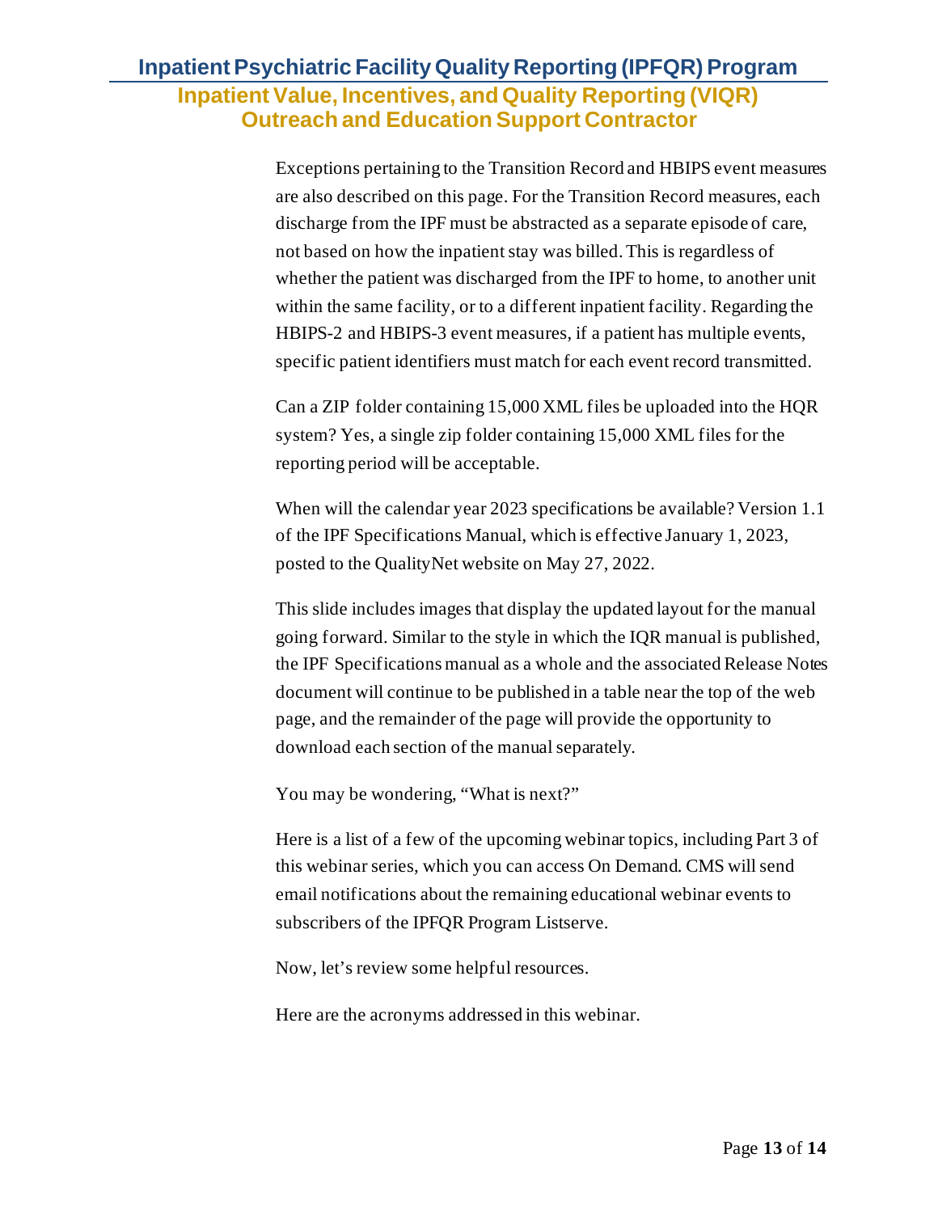Exceptions pertaining to the Transition Record and HBIPS event measures are also described on this page. For the Transition Record measures, each discharge from the IPF must be abstracted as a separate episode of care, not based on how the inpatient stay was billed. This is regardless of whether the patient was discharged from the IPF to home, to another unit within the same facility, or to a different inpatient facility. Regarding the HBIPS-2 and HBIPS-3 event measures, if a patient has multiple events, specific patient identifiers must match for each event record transmitted.

Can a ZIP folder containing 15,000 XML files be uploaded into the HQR system? Yes, a single zip folder containing 15,000 XML files for the reporting period will be acceptable.

When will the calendar year 2023 specifications be available? Version 1.1 of the IPF Specifications Manual, which is effective January 1, 2023, posted to the QualityNet website on May 27, 2022.

This slide includes images that display the updated layout for the manual going forward. Similar to the style in which the IQR manual is published, the IPF Specifications manual as a whole and the associated Release Notes document will continue to be published in a table near the top of the web page, and the remainder of the page will provide the opportunity to download each section of the manual separately.

You may be wondering, “What is next?”

Here is a list of a few of the upcoming webinar topics, including Part 3 of this webinar series, which you can access On Demand. CMS will send email notifications about the remaining educational webinar events to subscribers of the IPFQR Program Listserve.

Now, let’s review some helpful resources.

Here are the acronyms addressed in this webinar.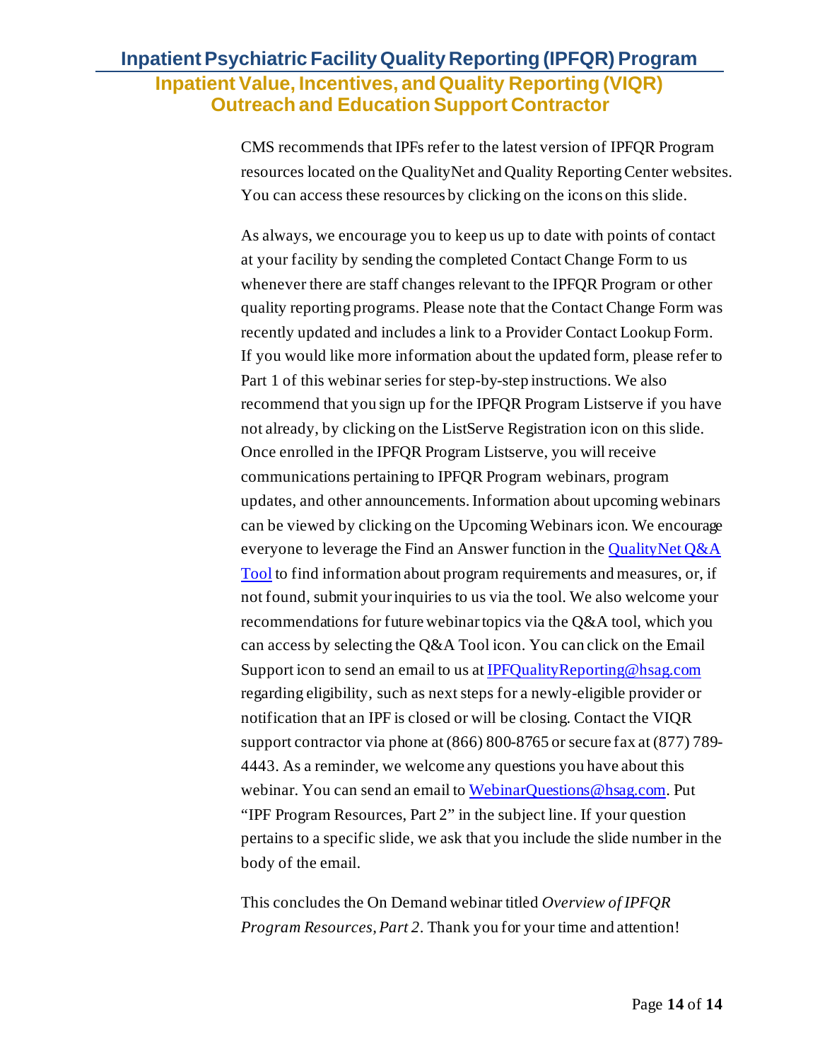CMS recommends that IPFs refer to the latest version of IPFQR Program resources located on the QualityNet and Quality Reporting Center websites. You can access these resources by clicking on the icons on this slide.

As always, we encourage you to keep us up to date with points of contact at your facility by sending the completed Contact Change Form to us whenever there are staff changes relevant to the IPFQR Program or other quality reporting programs. Please note that the Contact Change Form was recently updated and includes a link to a Provider Contact Lookup Form. If you would like more information about the updated form, please refer to Part 1 of this webinar series for step-by-step instructions. We also recommend that you sign up for the IPFQR Program Listserve if you have not already, by clicking on the ListServe Registration icon on this slide. Once enrolled in the IPFQR Program Listserve, you will receive communications pertaining to IPFQR Program webinars, program updates, and other announcements. Information about upcoming webinars can be viewed by clicking on the Upcoming Webinars icon. We encourage everyone to leverage the Find an Answer function in the [QualityNet Q&A Tool](QualityNet Q&A Tool) to find information about program requirements and measures, or, if not found, submit your inquiries to us via the tool. We also welcome your recommendations for future webinar topics via the Q&A tool, which you can access by selecting the Q&A Tool icon. You can click on the Email Support icon to send an email to us at IPFQualityReporting@hsag.com regarding eligibility, such as next steps for a newly-eligible provider or notification that an IPF is closed or will be closing. Contact the VIQR support contractor via phone at (866) 800-8765 or secure fax at (877) 789-4443. As a reminder, we welcome any questions you have about this webinar. You can send an email to WebinarQuestions@hsag.com. Put "IPF Program Resources, Part 2" in the subject line. If your question pertains to a specific slide, we ask that you include the slide number in the body of the email.

This concludes the On Demand webinar titled *Overview of IPFQR Program Resources, Part 2*. Thank you for your time and attention!